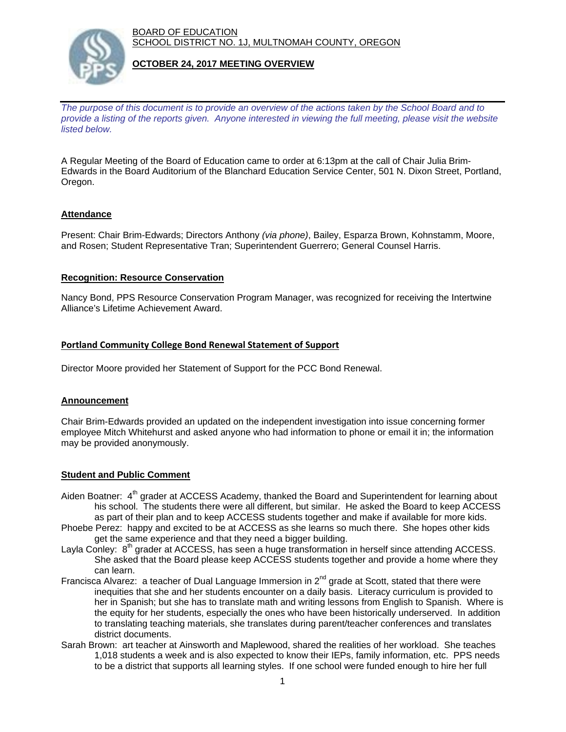BOARD OF EDUCATION
SCHOOL DISTRICT NO. 1J, MULTNOMAH COUNTY, OREGON

## OCTOBER 24, 2017 MEETING OVERVIEW

*The purpose of this document is to provide an overview of the actions taken by the School Board and to provide a listing of the reports given. Anyone interested in viewing the full meeting, please visit the website listed below.*

A Regular Meeting of the Board of Education came to order at 6:13pm at the call of Chair Julia Brim-Edwards in the Board Auditorium of the Blanchard Education Service Center, 501 N. Dixon Street, Portland, Oregon.

### Attendance

Present: Chair Brim-Edwards; Directors Anthony *(via phone)*, Bailey, Esparza Brown, Kohnstamm, Moore, and Rosen; Student Representative Tran; Superintendent Guerrero; General Counsel Harris.

### Recognition: Resource Conservation

Nancy Bond, PPS Resource Conservation Program Manager, was recognized for receiving the Intertwine Alliance's Lifetime Achievement Award.

### Portland Community College Bond Renewal Statement of Support

Director Moore provided her Statement of Support for the PCC Bond Renewal.

### Announcement

Chair Brim-Edwards provided an updated on the independent investigation into issue concerning former employee Mitch Whitehurst and asked anyone who had information to phone or email it in; the information may be provided anonymously.

### Student and Public Comment

Aiden Boatner: 4th grader at ACCESS Academy, thanked the Board and Superintendent for learning about his school. The students there were all different, but similar. He asked the Board to keep ACCESS as part of their plan and to keep ACCESS students together and make if available for more kids.

Phoebe Perez: happy and excited to be at ACCESS as she learns so much there. She hopes other kids get the same experience and that they need a bigger building.

Layla Conley: 8th grader at ACCESS, has seen a huge transformation in herself since attending ACCESS. She asked that the Board please keep ACCESS students together and provide a home where they can learn.

Francisca Alvarez: a teacher of Dual Language Immersion in 2nd grade at Scott, stated that there were inequities that she and her students encounter on a daily basis. Literacy curriculum is provided to her in Spanish; but she has to translate math and writing lessons from English to Spanish. Where is the equity for her students, especially the ones who have been historically underserved. In addition to translating teaching materials, she translates during parent/teacher conferences and translates district documents.

Sarah Brown: art teacher at Ainsworth and Maplewood, shared the realities of her workload. She teaches 1,018 students a week and is also expected to know their IEPs, family information, etc. PPS needs to be a district that supports all learning styles. If one school were funded enough to hire her full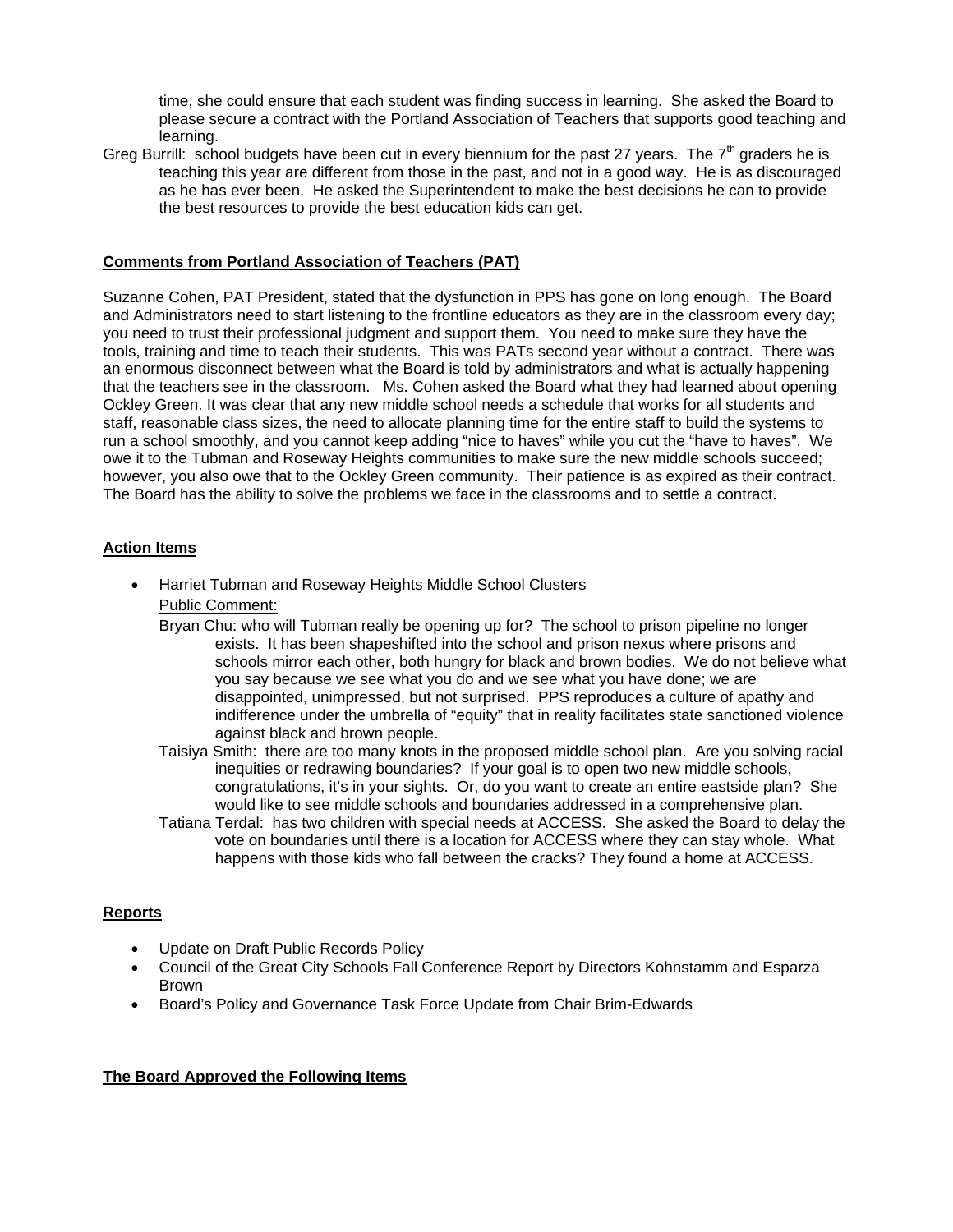time, she could ensure that each student was finding success in learning. She asked the Board to please secure a contract with the Portland Association of Teachers that supports good teaching and learning.

Greg Burrill: school budgets have been cut in every biennium for the past 27 years. The 7th graders he is teaching this year are different from those in the past, and not in a good way. He is as discouraged as he has ever been. He asked the Superintendent to make the best decisions he can to provide the best resources to provide the best education kids can get.

## Comments from Portland Association of Teachers (PAT)

Suzanne Cohen, PAT President, stated that the dysfunction in PPS has gone on long enough. The Board and Administrators need to start listening to the frontline educators as they are in the classroom every day; you need to trust their professional judgment and support them. You need to make sure they have the tools, training and time to teach their students. This was PATs second year without a contract. There was an enormous disconnect between what the Board is told by administrators and what is actually happening that the teachers see in the classroom. Ms. Cohen asked the Board what they had learned about opening Ockley Green. It was clear that any new middle school needs a schedule that works for all students and staff, reasonable class sizes, the need to allocate planning time for the entire staff to build the systems to run a school smoothly, and you cannot keep adding "nice to haves" while you cut the "have to haves". We owe it to the Tubman and Roseway Heights communities to make sure the new middle schools succeed; however, you also owe that to the Ockley Green community. Their patience is as expired as their contract. The Board has the ability to solve the problems we face in the classrooms and to settle a contract.

## Action Items

- Harriet Tubman and Roseway Heights Middle School Clusters

  Public Comment:

  Bryan Chu: who will Tubman really be opening up for? The school to prison pipeline no longer exists. It has been shapeshifted into the school and prison nexus where prisons and schools mirror each other, both hungry for black and brown bodies. We do not believe what you say because we see what you do and we see what you have done; we are disappointed, unimpressed, but not surprised. PPS reproduces a culture of apathy and indifference under the umbrella of "equity" that in reality facilitates state sanctioned violence against black and brown people.

  Taisiya Smith: there are too many knots in the proposed middle school plan. Are you solving racial inequities or redrawing boundaries? If your goal is to open two new middle schools, congratulations, it's in your sights. Or, do you want to create an entire eastside plan? She would like to see middle schools and boundaries addressed in a comprehensive plan.

  Tatiana Terdal: has two children with special needs at ACCESS. She asked the Board to delay the vote on boundaries until there is a location for ACCESS where they can stay whole. What happens with those kids who fall between the cracks? They found a home at ACCESS.

## Reports

- Update on Draft Public Records Policy
- Council of the Great City Schools Fall Conference Report by Directors Kohnstamm and Esparza Brown
- Board's Policy and Governance Task Force Update from Chair Brim-Edwards

## The Board Approved the Following Items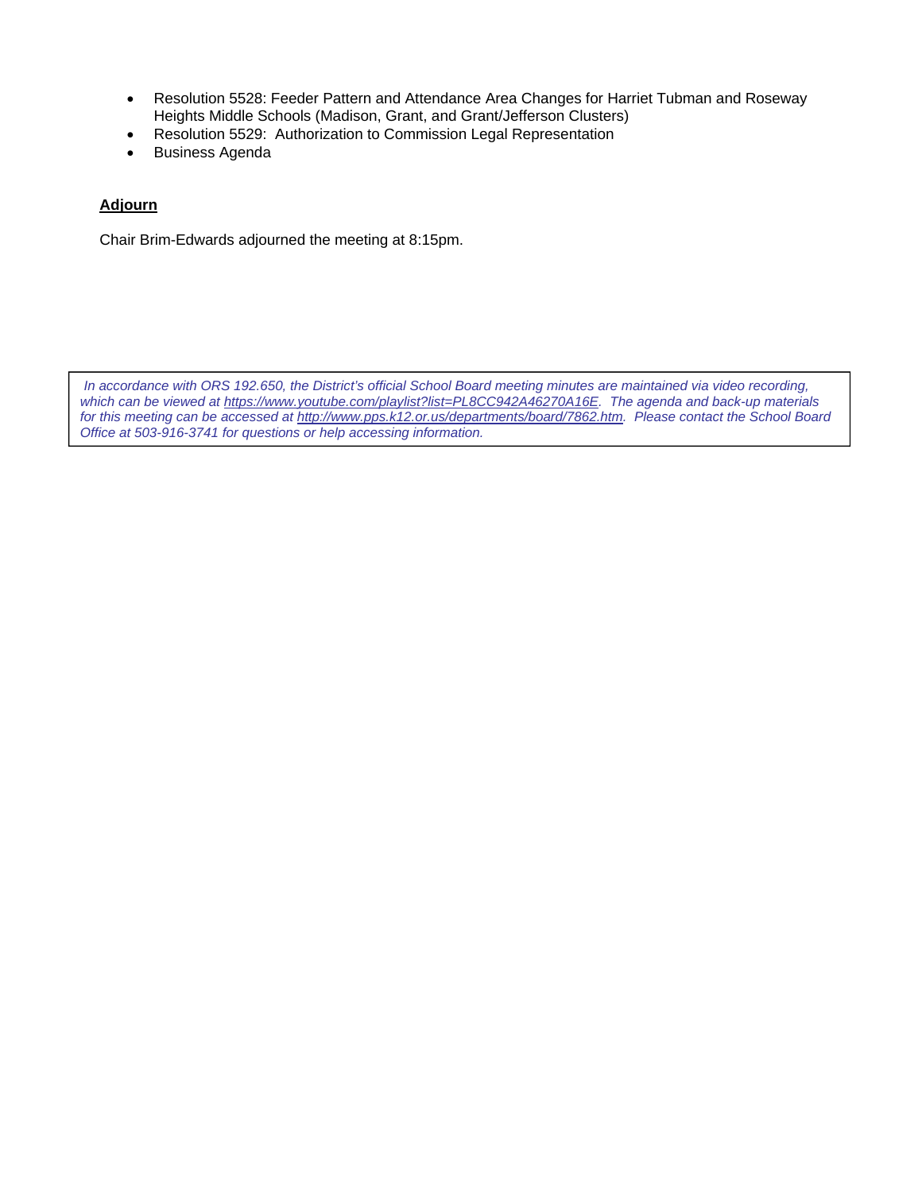- Resolution 5528: Feeder Pattern and Attendance Area Changes for Harriet Tubman and Roseway Heights Middle Schools (Madison, Grant, and Grant/Jefferson Clusters)
- Resolution 5529: Authorization to Commission Legal Representation
- Business Agenda

**Adjourn**

Chair Brim-Edwards adjourned the meeting at 8:15pm.

*In accordance with ORS 192.650, the District's official School Board meeting minutes are maintained via video recording, which can be viewed at https://www.youtube.com/playlist?list=PL8CC942A46270A16E. The agenda and back-up materials for this meeting can be accessed at http://www.pps.k12.or.us/departments/board/7862.htm. Please contact the School Board Office at 503-916-3741 for questions or help accessing information.*